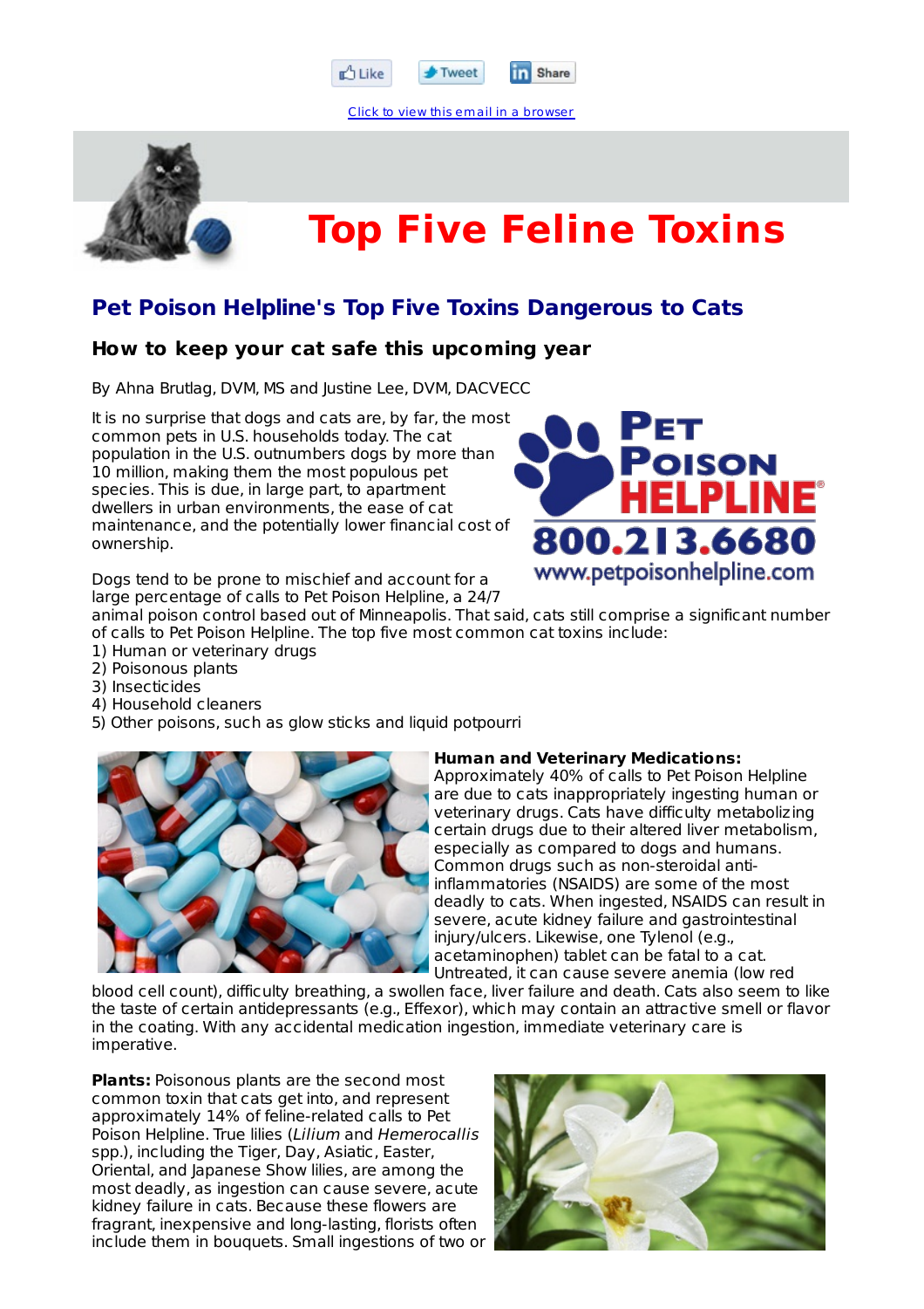Like Tweet Share

Click to view this email in a browser

# Top Five Feline Toxins

## Pet Poison Helpline's Top Five Toxins Dangerous to Cats

### How to keep your cat safe this upcoming year

By Ahna Brutlag, DVM, MS and Justine Lee, DVM, DACVECC

Pet Poison Helpline® 800.213.6680 www.petpoisonhelpline.com

It is no surprise that dogs and cats are, by far, the most common pets in U.S. households today. The cat population in the U.S. outnumbers dogs by more than 10 million, making them the most populous pet species. This is due, in large part, to apartment dwellers in urban environments, the ease of cat maintenance, and the potentially lower financial cost of ownership.

Dogs tend to be prone to mischief and account for a large percentage of calls to Pet Poison Helpline, a 24/7 animal poison control based out of Minneapolis. That said, cats still comprise a significant number of calls to Pet Poison Helpline. The top five most common cat toxins include:
1) Human or veterinary drugs
2) Poisonous plants
3) Insecticides
4) Household cleaners
5) Other poisons, such as glow sticks and liquid potpourri

**Human and Veterinary Medications:** Approximately 40% of calls to Pet Poison Helpline are due to cats inappropriately ingesting human or veterinary drugs. Cats have difficulty metabolizing certain drugs due to their altered liver metabolism, especially as compared to dogs and humans. Common drugs such as non-steroidal anti-inflammatories (NSAIDS) are some of the most deadly to cats. When ingested, NSAIDS can result in severe, acute kidney failure and gastrointestinal injury/ulcers. Likewise, one Tylenol (e.g., acetaminophen) tablet can be fatal to a cat. Untreated, it can cause severe anemia (low red blood cell count), difficulty breathing, a swollen face, liver failure and death. Cats also seem to like the taste of certain antidepressants (e.g., Effexor), which may contain an attractive smell or flavor in the coating. With any accidental medication ingestion, immediate veterinary care is imperative.

**Plants:** Poisonous plants are the second most common toxin that cats get into, and represent approximately 14% of feline-related calls to Pet Poison Helpline. True lilies (*Lilium* and *Hemerocallis* spp.), including the Tiger, Day, Asiatic, Easter, Oriental, and Japanese Show lilies, are among the most deadly, as ingestion can cause severe, acute kidney failure in cats. Because these flowers are fragrant, inexpensive and long-lasting, florists often include them in bouquets. Small ingestions of two or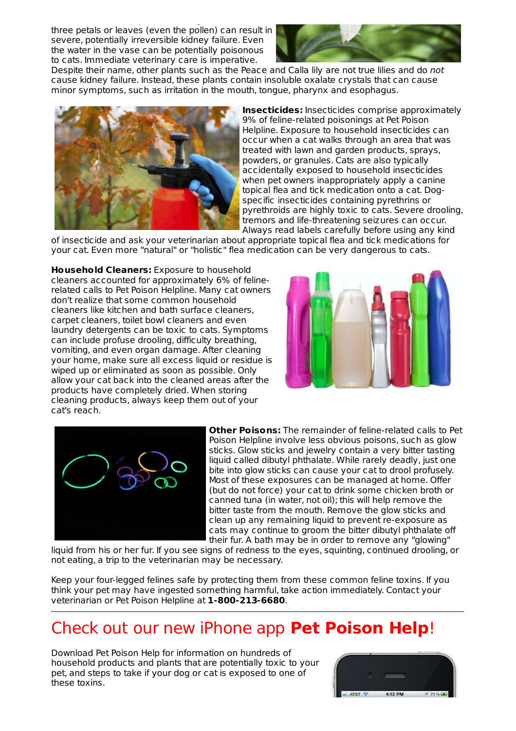three petals or leaves (even the pollen) can result in severe, potentially irreversible kidney failure. Even the water in the vase can be potentially poisonous to cats. Immediate veterinary care is imperative. Despite their name, other plants such as the Peace and Calla lily are not true lilies and do *not* cause kidney failure. Instead, these plants contain insoluble oxalate crystals that can cause minor symptoms, such as irritation in the mouth, tongue, pharynx and esophagus.

**Insecticides:** Insecticides comprise approximately 9% of feline-related poisonings at Pet Poison Helpline. Exposure to household insecticides can occur when a cat walks through an area that was treated with lawn and garden products, sprays, powders, or granules. Cats are also typically accidentally exposed to household insecticides when pet owners inappropriately apply a canine topical flea and tick medication onto a cat. Dog-specific insecticides containing pyrethrins or pyrethroids are highly toxic to cats. Severe drooling, tremors and life-threatening seizures can occur. Always read labels carefully before using any kind of insecticide and ask your veterinarian about appropriate topical flea and tick medications for your cat. Even more "natural" or "holistic" flea medication can be very dangerous to cats.

**Household Cleaners:** Exposure to household cleaners accounted for approximately 6% of feline-related calls to Pet Poison Helpline. Many cat owners don't realize that some common household cleaners like kitchen and bath surface cleaners, carpet cleaners, toilet bowl cleaners and even laundry detergents can be toxic to cats. Symptoms can include profuse drooling, difficulty breathing, vomiting, and even organ damage. After cleaning your home, make sure all excess liquid or residue is wiped up or eliminated as soon as possible. Only allow your cat back into the cleaned areas after the products have completely dried. When storing cleaning products, always keep them out of your cat's reach.

**Other Poisons:** The remainder of feline-related calls to Pet Poison Helpline involve less obvious poisons, such as glow sticks. Glow sticks and jewelry contain a very bitter tasting liquid called dibutyl phthalate. While rarely deadly, just one bite into glow sticks can cause your cat to drool profusely. Most of these exposures can be managed at home. Offer (but do not force) your cat to drink some chicken broth or canned tuna (in water, not oil); this will help remove the bitter taste from the mouth. Remove the glow sticks and clean up any remaining liquid to prevent re-exposure as cats may continue to groom the bitter dibutyl phthalate off their fur. A bath may be in order to remove any "glowing" liquid from his or her fur. If you see signs of redness to the eyes, squinting, continued drooling, or not eating, a trip to the veterinarian may be necessary.

Keep your four-legged felines safe by protecting them from these common feline toxins. If you think your pet may have ingested something harmful, take action immediately. Contact your veterinarian or Pet Poison Helpline at **1-800-213-6680**.

---

## Check out our new iPhone app **Pet Poison Help**!

Download Pet Poison Help for information on hundreds of household products and plants that are potentially toxic to your pet, and steps to take if your dog or cat is exposed to one of these toxins.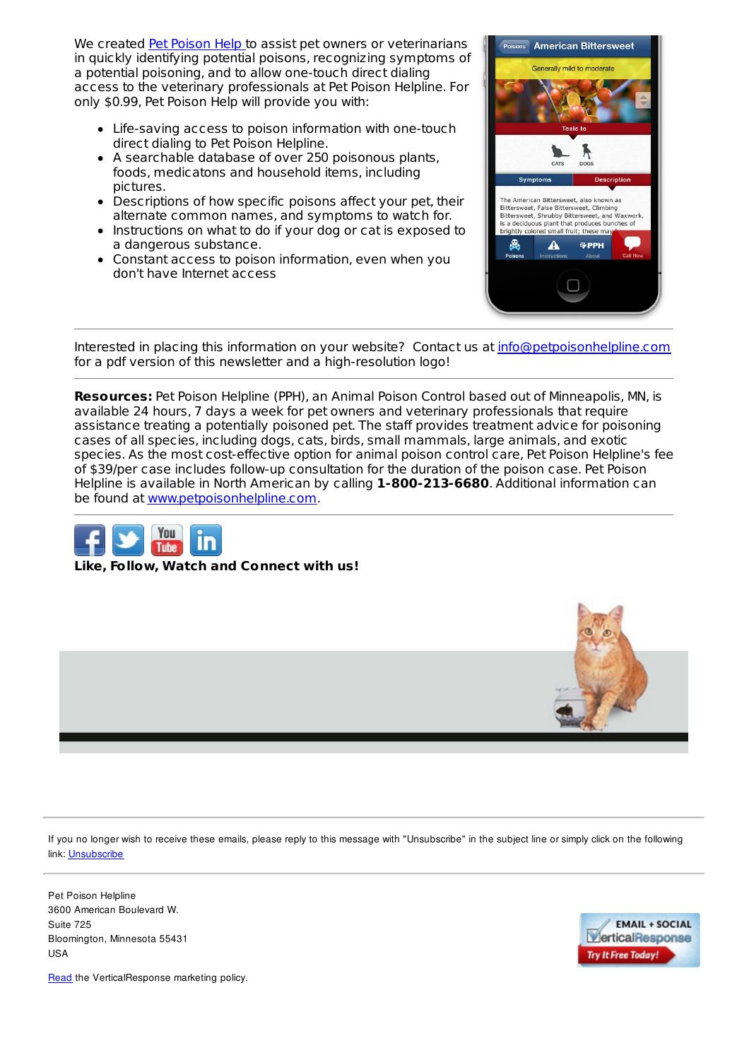We created [Pet Poison Help](#) to assist pet owners or veterinarians in quickly identifying potential poisons, recognizing symptoms of a potential poisoning, and to allow one-touch direct dialing access to the veterinary professionals at Pet Poison Helpline. For only $0.99, Pet Poison Help will provide you with:

- Life-saving access to poison information with one-touch direct dialing to Pet Poison Helpline.
- A searchable database of over 250 poisonous plants, foods, medicatons and household items, including pictures.
- Descriptions of how specific poisons affect your pet, their alternate common names, and symptoms to watch for.
- Instructions on what to do if your dog or cat is exposed to a dangerous substance.
- Constant access to poison information, even when you don't have Internet access

---

Interested in placing this information on your website? Contact us at info@petpoisonhelpline.com for a pdf version of this newsletter and a high-resolution logo!

---

**Resources:** Pet Poison Helpline (PPH), an Animal Poison Control based out of Minneapolis, MN, is available 24 hours, 7 days a week for pet owners and veterinary professionals that require assistance treating a potentially poisoned pet. The staff provides treatment advice for poisoning cases of all species, including dogs, cats, birds, small mammals, large animals, and exotic species. As the most cost-effective option for animal poison control care, Pet Poison Helpline's fee of $39/per case includes follow-up consultation for the duration of the poison case. Pet Poison Helpline is available in North American by calling **1-800-213-6680**. Additional information can be found at www.petpoisonhelpline.com.

---

**Like, Follow, Watch and Connect with us!**

---

If you no longer wish to receive these emails, please reply to this message with "Unsubscribe" in the subject line or simply click on the following link: Unsubscribe

---

Pet Poison Helpline
3600 American Boulevard W.
Suite 725
Bloomington, Minnesota 55431
USA

Read the VerticalResponse marketing policy.